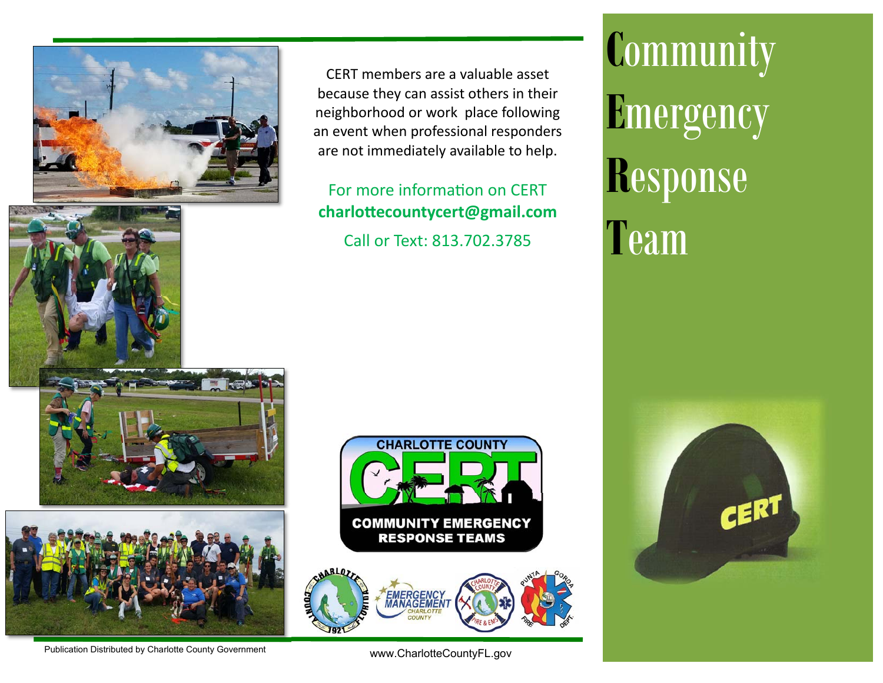# Community Emergency Response Team

CERT members are a valuable asset because they can assist others in their neighborhood or work place following an event when professional responders are not immediately available to help.

For more information on CERT
**charlottecountycert@gmail.com**
Call or Text: 813.702.3785

CHARLOTTE COUNTY CERT
COMMUNITY EMERGENCY RESPONSE TEAMS

Publication Distributed by Charlotte County Government

www.CharlotteCountyFL.gov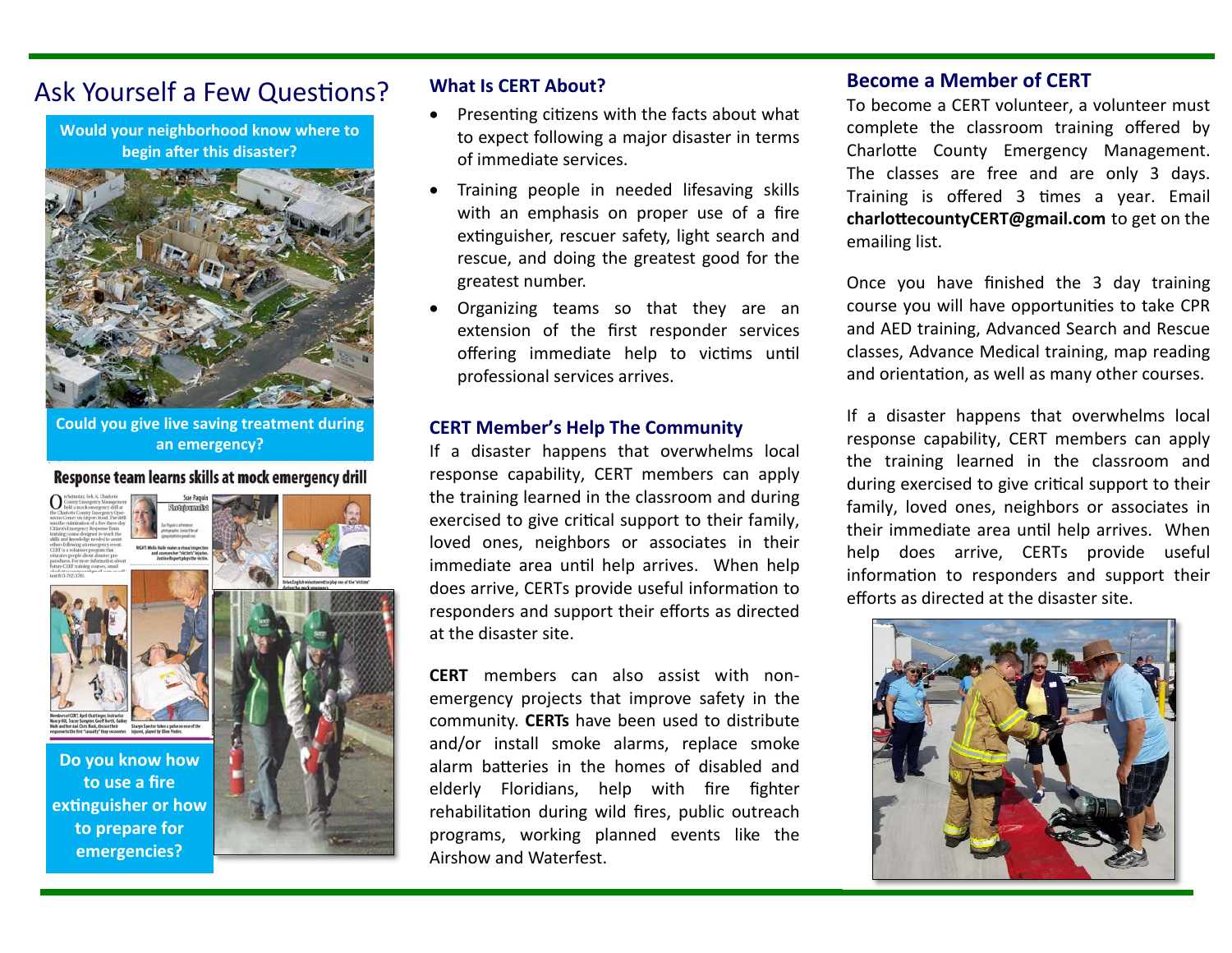# Ask Yourself a Few Questions?

**Would your neighborhood know where to begin after this disaster?**

**Could you give live saving treatment during an emergency?**

**Do you know how to use a fire extinguisher or how to prepare for emergencies?**

## What Is CERT About?

- Presenting citizens with the facts about what to expect following a major disaster in terms of immediate services.
- Training people in needed lifesaving skills with an emphasis on proper use of a fire extinguisher, rescuer safety, light search and rescue, and doing the greatest good for the greatest number.
- Organizing teams so that they are an extension of the first responder services offering immediate help to victims until professional services arrives.

## CERT Member's Help The Community

If a disaster happens that overwhelms local response capability, CERT members can apply the training learned in the classroom and during exercised to give critical support to their family, loved ones, neighbors or associates in their immediate area until help arrives. When help does arrive, CERTs provide useful information to responders and support their efforts as directed at the disaster site.

**CERT** members can also assist with non-emergency projects that improve safety in the community. **CERTs** have been used to distribute and/or install smoke alarms, replace smoke alarm batteries in the homes of disabled and elderly Floridians, help with fire fighter rehabilitation during wild fires, public outreach programs, working planned events like the Airshow and Waterfest.

## Become a Member of CERT

To become a CERT volunteer, a volunteer must complete the classroom training offered by Charlotte County Emergency Management. The classes are free and are only 3 days. Training is offered 3 times a year. Email **charlottecountyCERT@gmail.com** to get on the emailing list.

Once you have finished the 3 day training course you will have opportunities to take CPR and AED training, Advanced Search and Rescue classes, Advance Medical training, map reading and orientation, as well as many other courses.

If a disaster happens that overwhelms local response capability, CERT members can apply the training learned in the classroom and during exercised to give critical support to their family, loved ones, neighbors or associates in their immediate area until help arrives. When help does arrive, CERTs provide useful information to responders and support their efforts as directed at the disaster site.